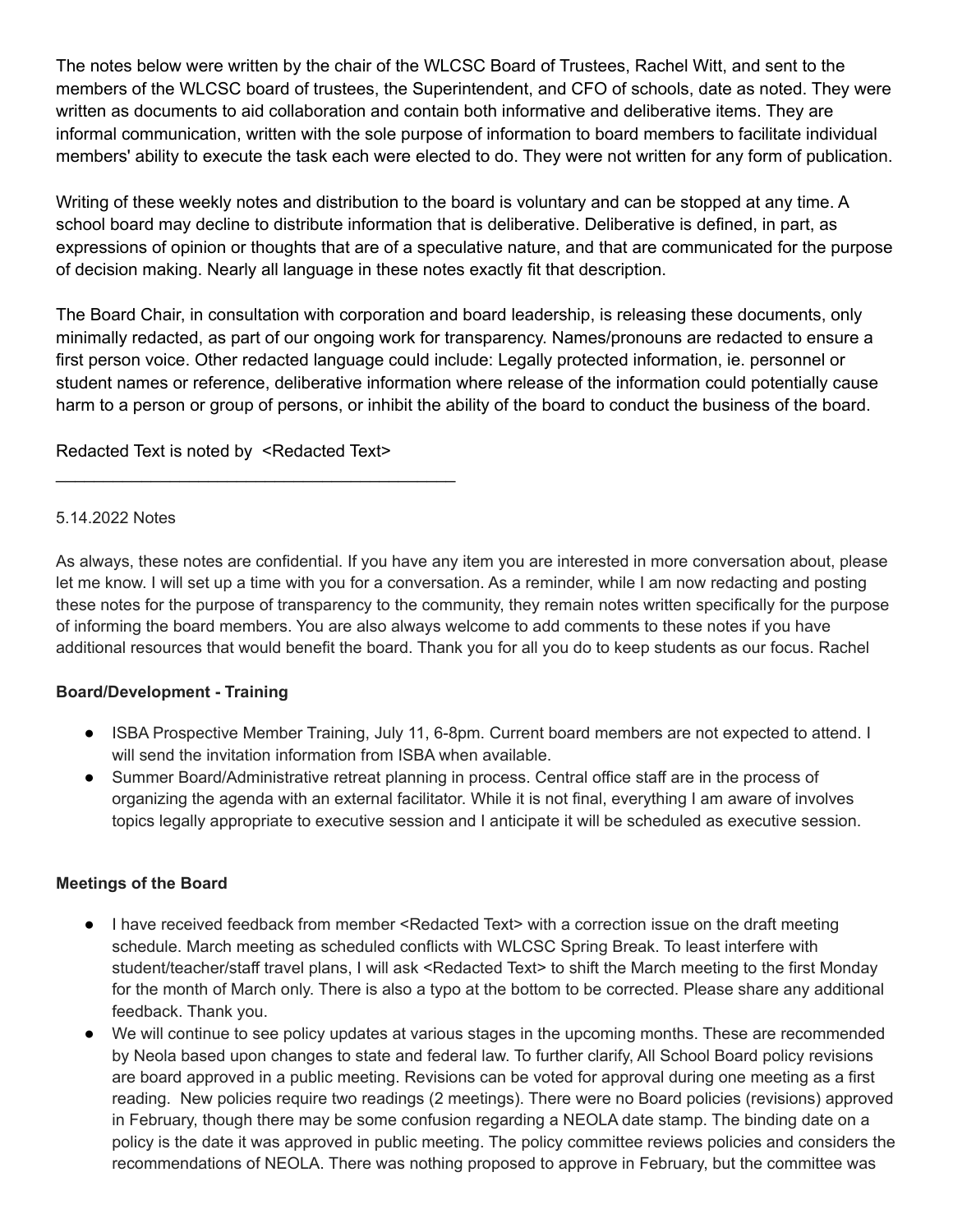The notes below were written by the chair of the WLCSC Board of Trustees, Rachel Witt, and sent to the members of the WLCSC board of trustees, the Superintendent, and CFO of schools, date as noted. They were written as documents to aid collaboration and contain both informative and deliberative items. They are informal communication, written with the sole purpose of information to board members to facilitate individual members' ability to execute the task each were elected to do. They were not written for any form of publication.

Writing of these weekly notes and distribution to the board is voluntary and can be stopped at any time. A school board may decline to distribute information that is deliberative. Deliberative is defined, in part, as expressions of opinion or thoughts that are of a speculative nature, and that are communicated for the purpose of decision making. Nearly all language in these notes exactly fit that description.

The Board Chair, in consultation with corporation and board leadership, is releasing these documents, only minimally redacted, as part of our ongoing work for transparency. Names/pronouns are redacted to ensure a first person voice. Other redacted language could include: Legally protected information, ie. personnel or student names or reference, deliberative information where release of the information could potentially cause harm to a person or group of persons, or inhibit the ability of the board to conduct the business of the board.

Redacted Text is noted by <Redacted Text>

---

5.14.2022 Notes

As always, these notes are confidential. If you have any item you are interested in more conversation about, please let me know. I will set up a time with you for a conversation. As a reminder, while I am now redacting and posting these notes for the purpose of transparency to the community, they remain notes written specifically for the purpose of informing the board members. You are also always welcome to add comments to these notes if you have additional resources that would benefit the board. Thank you for all you do to keep students as our focus. Rachel

**Board/Development - Training**

- ISBA Prospective Member Training, July 11, 6-8pm. Current board members are not expected to attend. I will send the invitation information from ISBA when available.
- Summer Board/Administrative retreat planning in process. Central office staff are in the process of organizing the agenda with an external facilitator. While it is not final, everything I am aware of involves topics legally appropriate to executive session and I anticipate it will be scheduled as executive session.

**Meetings of the Board**

- I have received feedback from member <Redacted Text> with a correction issue on the draft meeting schedule. March meeting as scheduled conflicts with WLCSC Spring Break. To least interfere with student/teacher/staff travel plans, I will ask <Redacted Text> to shift the March meeting to the first Monday for the month of March only. There is also a typo at the bottom to be corrected. Please share any additional feedback. Thank you.
- We will continue to see policy updates at various stages in the upcoming months. These are recommended by Neola based upon changes to state and federal law. To further clarify, All School Board policy revisions are board approved in a public meeting. Revisions can be voted for approval during one meeting as a first reading. New policies require two readings (2 meetings). There were no Board policies (revisions) approved in February, though there may be some confusion regarding a NEOLA date stamp. The binding date on a policy is the date it was approved in public meeting. The policy committee reviews policies and considers the recommendations of NEOLA. There was nothing proposed to approve in February, but the committee was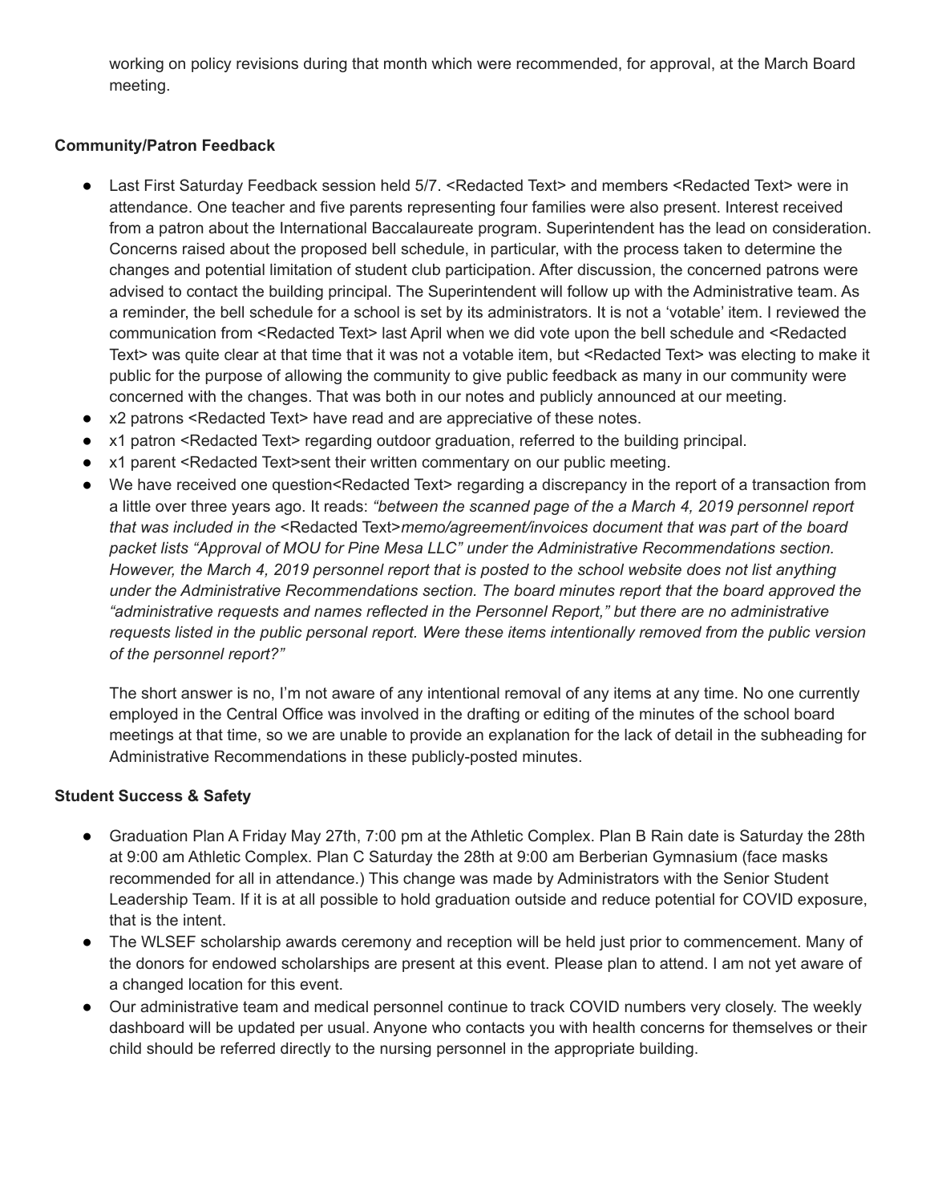working on policy revisions during that month which were recommended, for approval, at the March Board meeting.

**Community/Patron Feedback**

- Last First Saturday Feedback session held 5/7. <Redacted Text> and members <Redacted Text> were in attendance. One teacher and five parents representing four families were also present. Interest received from a patron about the International Baccalaureate program. Superintendent has the lead on consideration. Concerns raised about the proposed bell schedule, in particular, with the process taken to determine the changes and potential limitation of student club participation. After discussion, the concerned patrons were advised to contact the building principal. The Superintendent will follow up with the Administrative team. As a reminder, the bell schedule for a school is set by its administrators. It is not a 'votable' item. I reviewed the communication from <Redacted Text> last April when we did vote upon the bell schedule and <Redacted Text> was quite clear at that time that it was not a votable item, but <Redacted Text> was electing to make it public for the purpose of allowing the community to give public feedback as many in our community were concerned with the changes. That was both in our notes and publicly announced at our meeting.
- x2 patrons <Redacted Text> have read and are appreciative of these notes.
- x1 patron <Redacted Text> regarding outdoor graduation, referred to the building principal.
- x1 parent <Redacted Text>sent their written commentary on our public meeting.
- We have received one question<Redacted Text> regarding a discrepancy in the report of a transaction from a little over three years ago. It reads: *"between the scanned page of the a March 4, 2019 personnel report that was included in the* <Redacted Text>*memo/agreement/invoices document that was part of the board packet lists "Approval of MOU for Pine Mesa LLC" under the Administrative Recommendations section. However, the March 4, 2019 personnel report that is posted to the school website does not list anything under the Administrative Recommendations section. The board minutes report that the board approved the "administrative requests and names reflected in the Personnel Report," but there are no administrative requests listed in the public personal report. Were these items intentionally removed from the public version of the personnel report?"*

  The short answer is no, I'm not aware of any intentional removal of any items at any time. No one currently employed in the Central Office was involved in the drafting or editing of the minutes of the school board meetings at that time, so we are unable to provide an explanation for the lack of detail in the subheading for Administrative Recommendations in these publicly-posted minutes.

**Student Success & Safety**

- Graduation Plan A Friday May 27th, 7:00 pm at the Athletic Complex. Plan B Rain date is Saturday the 28th at 9:00 am Athletic Complex. Plan C Saturday the 28th at 9:00 am Berberian Gymnasium (face masks recommended for all in attendance.) This change was made by Administrators with the Senior Student Leadership Team. If it is at all possible to hold graduation outside and reduce potential for COVID exposure, that is the intent.
- The WLSEF scholarship awards ceremony and reception will be held just prior to commencement. Many of the donors for endowed scholarships are present at this event. Please plan to attend. I am not yet aware of a changed location for this event.
- Our administrative team and medical personnel continue to track COVID numbers very closely. The weekly dashboard will be updated per usual. Anyone who contacts you with health concerns for themselves or their child should be referred directly to the nursing personnel in the appropriate building.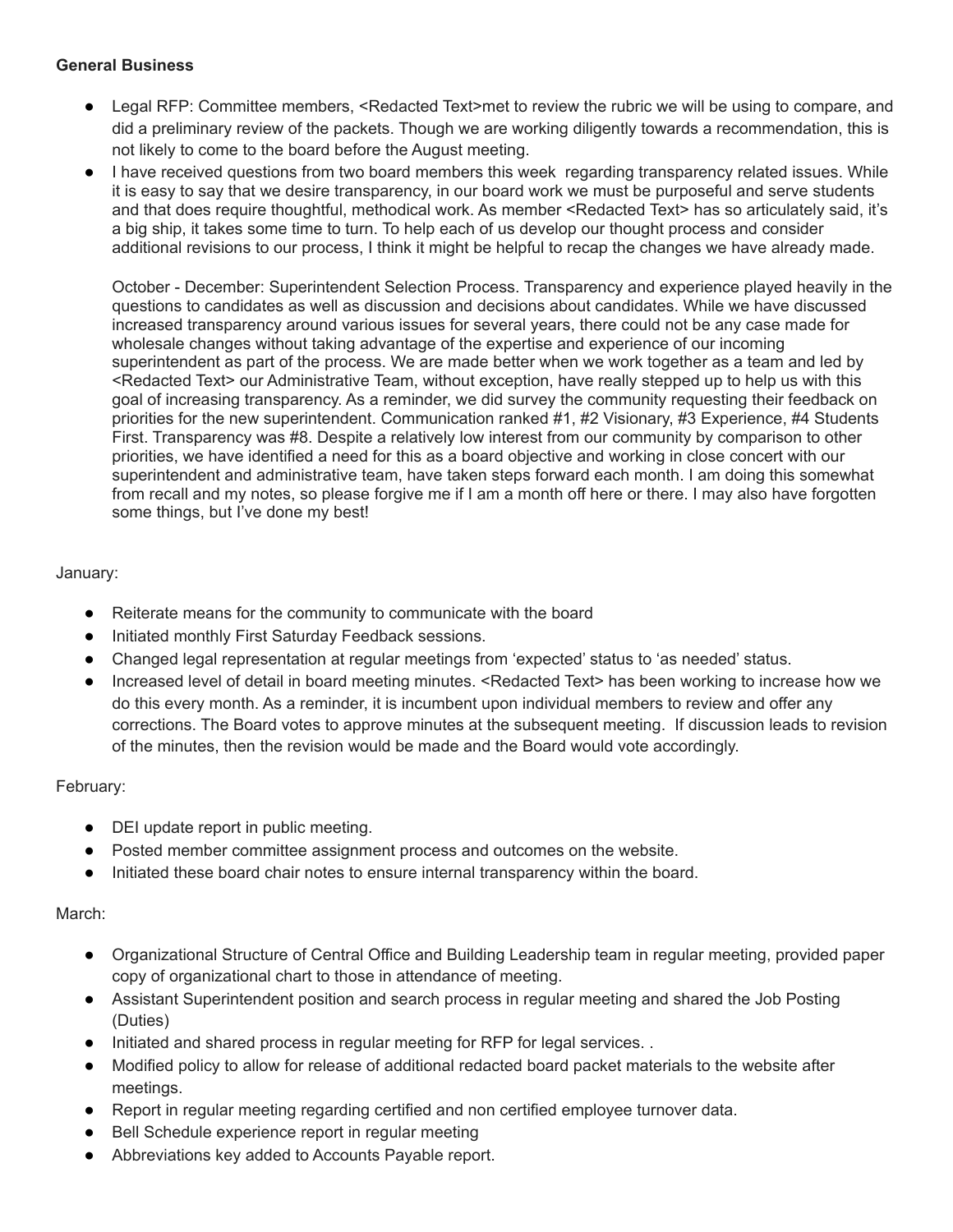**General Business**

- Legal RFP: Committee members, <Redacted Text>met to review the rubric we will be using to compare, and did a preliminary review of the packets. Though we are working diligently towards a recommendation, this is not likely to come to the board before the August meeting.
- I have received questions from two board members this week regarding transparency related issues. While it is easy to say that we desire transparency, in our board work we must be purposeful and serve students and that does require thoughtful, methodical work. As member <Redacted Text> has so articulately said, it's a big ship, it takes some time to turn. To help each of us develop our thought process and consider additional revisions to our process, I think it might be helpful to recap the changes we have already made.

  October - December: Superintendent Selection Process. Transparency and experience played heavily in the questions to candidates as well as discussion and decisions about candidates. While we have discussed increased transparency around various issues for several years, there could not be any case made for wholesale changes without taking advantage of the expertise and experience of our incoming superintendent as part of the process. We are made better when we work together as a team and led by <Redacted Text> our Administrative Team, without exception, have really stepped up to help us with this goal of increasing transparency. As a reminder, we did survey the community requesting their feedback on priorities for the new superintendent. Communication ranked #1, #2 Visionary, #3 Experience, #4 Students First. Transparency was #8. Despite a relatively low interest from our community by comparison to other priorities, we have identified a need for this as a board objective and working in close concert with our superintendent and administrative team, have taken steps forward each month. I am doing this somewhat from recall and my notes, so please forgive me if I am a month off here or there. I may also have forgotten some things, but I've done my best!

January:

- Reiterate means for the community to communicate with the board
- Initiated monthly First Saturday Feedback sessions.
- Changed legal representation at regular meetings from 'expected' status to 'as needed' status.
- Increased level of detail in board meeting minutes. <Redacted Text> has been working to increase how we do this every month. As a reminder, it is incumbent upon individual members to review and offer any corrections. The Board votes to approve minutes at the subsequent meeting. If discussion leads to revision of the minutes, then the revision would be made and the Board would vote accordingly.

February:

- DEI update report in public meeting.
- Posted member committee assignment process and outcomes on the website.
- Initiated these board chair notes to ensure internal transparency within the board.

March:

- Organizational Structure of Central Office and Building Leadership team in regular meeting, provided paper copy of organizational chart to those in attendance of meeting.
- Assistant Superintendent position and search process in regular meeting and shared the Job Posting (Duties)
- Initiated and shared process in regular meeting for RFP for legal services. .
- Modified policy to allow for release of additional redacted board packet materials to the website after meetings.
- Report in regular meeting regarding certified and non certified employee turnover data.
- Bell Schedule experience report in regular meeting
- Abbreviations key added to Accounts Payable report.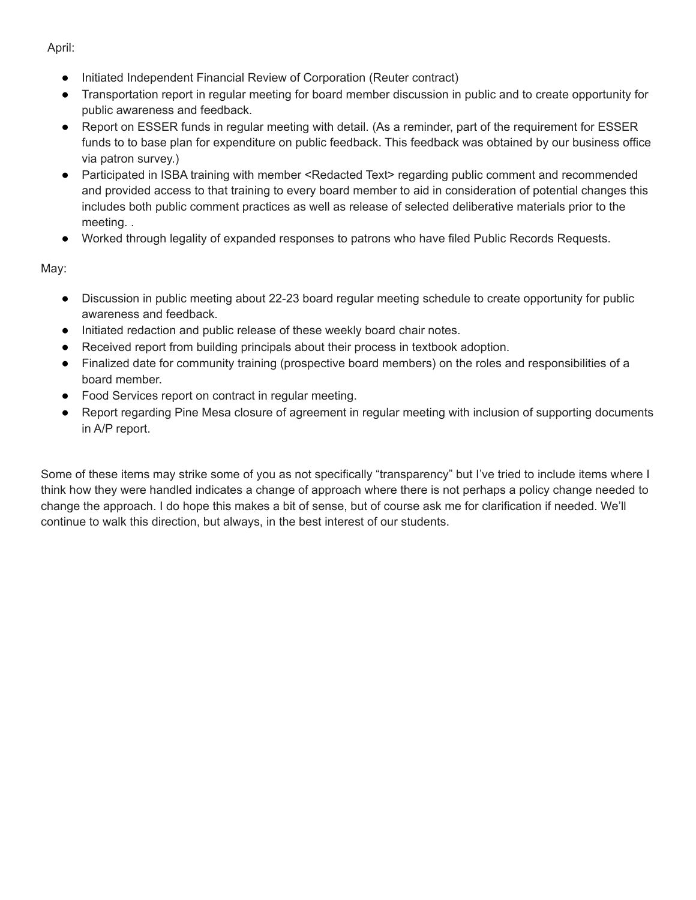April:

- Initiated Independent Financial Review of Corporation (Reuter contract)
- Transportation report in regular meeting for board member discussion in public and to create opportunity for public awareness and feedback.
- Report on ESSER funds in regular meeting with detail. (As a reminder, part of the requirement for ESSER funds to to base plan for expenditure on public feedback. This feedback was obtained by our business office via patron survey.)
- Participated in ISBA training with member <Redacted Text> regarding public comment and recommended and provided access to that training to every board member to aid in consideration of potential changes this includes both public comment practices as well as release of selected deliberative materials prior to the meeting. .
- Worked through legality of expanded responses to patrons who have filed Public Records Requests.

May:

- Discussion in public meeting about 22-23 board regular meeting schedule to create opportunity for public awareness and feedback.
- Initiated redaction and public release of these weekly board chair notes.
- Received report from building principals about their process in textbook adoption.
- Finalized date for community training (prospective board members) on the roles and responsibilities of a board member.
- Food Services report on contract in regular meeting.
- Report regarding Pine Mesa closure of agreement in regular meeting with inclusion of supporting documents in A/P report.

Some of these items may strike some of you as not specifically "transparency" but I've tried to include items where I think how they were handled indicates a change of approach where there is not perhaps a policy change needed to change the approach. I do hope this makes a bit of sense, but of course ask me for clarification if needed. We'll continue to walk this direction, but always, in the best interest of our students.